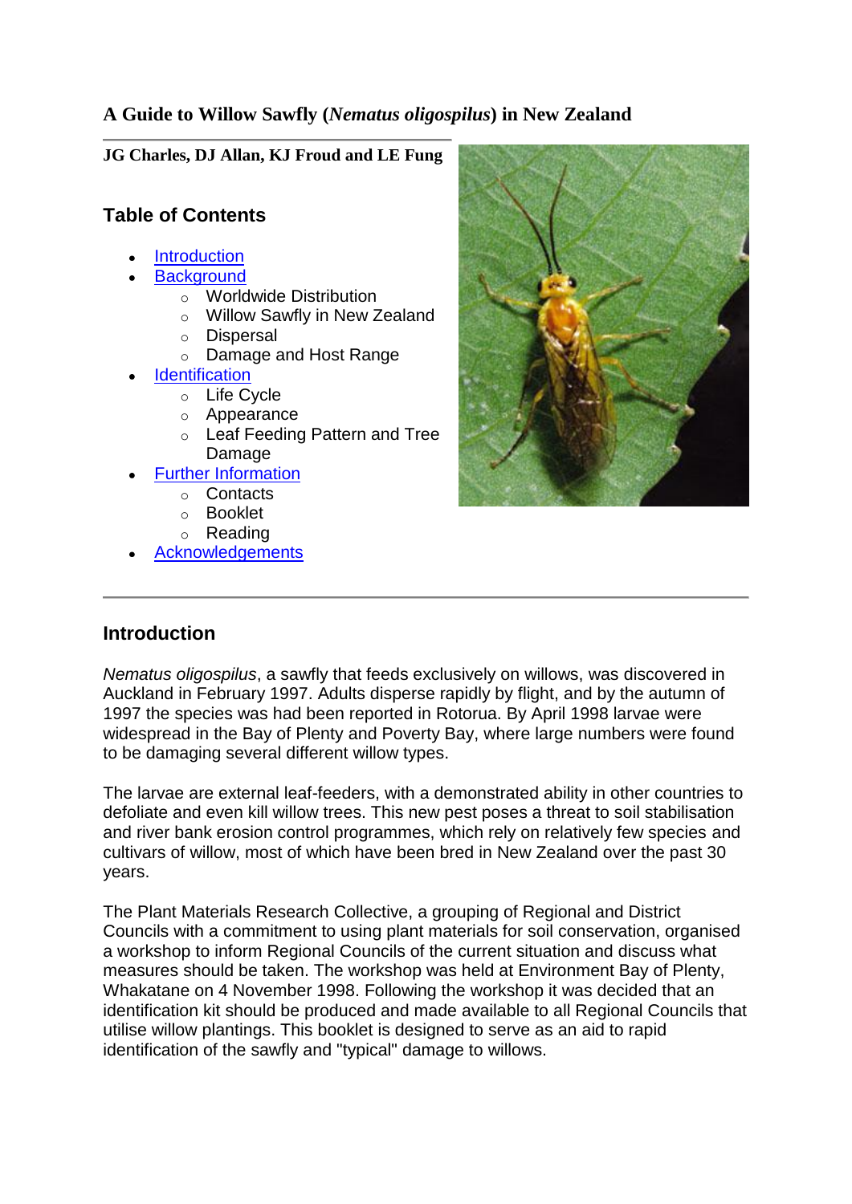# A Guide to Willow Sawfly (*Nematus oligospilus*) in New Zealand

**JG Charles, DJ Allan, KJ Froud and LE Fung**

## Table of Contents

- Introduction
- Background
  - Worldwide Distribution
  - Willow Sawfly in New Zealand
  - Dispersal
  - Damage and Host Range
- Identification
  - Life Cycle
  - Appearance
  - Leaf Feeding Pattern and Tree Damage
- Further Information
  - Contacts
  - Booklet
  - Reading
- Acknowledgements

---

## Introduction

*Nematus oligospilus*, a sawfly that feeds exclusively on willows, was discovered in Auckland in February 1997. Adults disperse rapidly by flight, and by the autumn of 1997 the species was had been reported in Rotorua. By April 1998 larvae were widespread in the Bay of Plenty and Poverty Bay, where large numbers were found to be damaging several different willow types.

The larvae are external leaf-feeders, with a demonstrated ability in other countries to defoliate and even kill willow trees. This new pest poses a threat to soil stabilisation and river bank erosion control programmes, which rely on relatively few species and cultivars of willow, most of which have been bred in New Zealand over the past 30 years.

The Plant Materials Research Collective, a grouping of Regional and District Councils with a commitment to using plant materials for soil conservation, organised a workshop to inform Regional Councils of the current situation and discuss what measures should be taken. The workshop was held at Environment Bay of Plenty, Whakatane on 4 November 1998. Following the workshop it was decided that an identification kit should be produced and made available to all Regional Councils that utilise willow plantings. This booklet is designed to serve as an aid to rapid identification of the sawfly and "typical" damage to willows.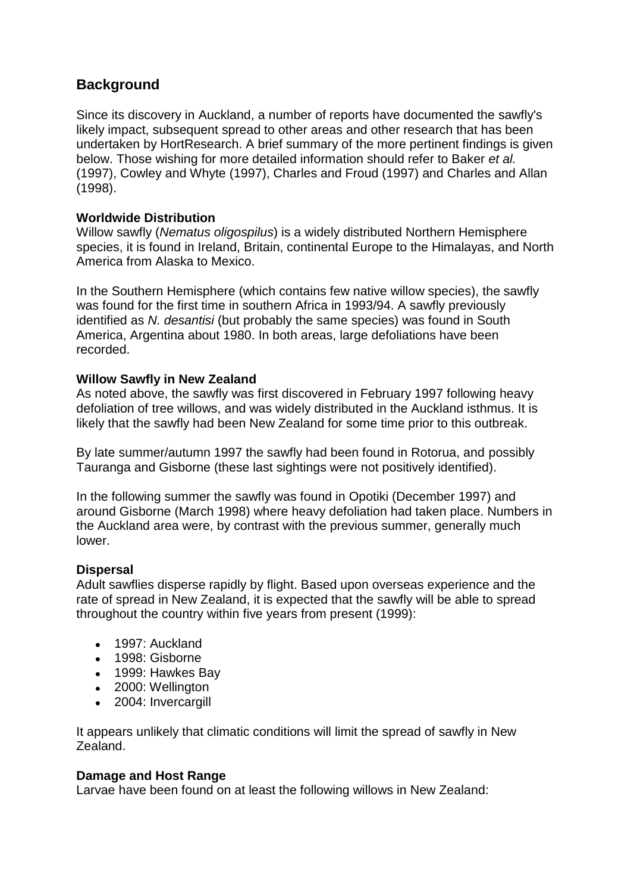## Background

Since its discovery in Auckland, a number of reports have documented the sawfly's likely impact, subsequent spread to other areas and other research that has been undertaken by HortResearch. A brief summary of the more pertinent findings is given below. Those wishing for more detailed information should refer to Baker *et al.* (1997), Cowley and Whyte (1997), Charles and Froud (1997) and Charles and Allan (1998).

**Worldwide Distribution**
Willow sawfly (*Nematus oligospilus*) is a widely distributed Northern Hemisphere species, it is found in Ireland, Britain, continental Europe to the Himalayas, and North America from Alaska to Mexico.

In the Southern Hemisphere (which contains few native willow species), the sawfly was found for the first time in southern Africa in 1993/94. A sawfly previously identified as *N. desantisi* (but probably the same species) was found in South America, Argentina about 1980. In both areas, large defoliations have been recorded.

**Willow Sawfly in New Zealand**
As noted above, the sawfly was first discovered in February 1997 following heavy defoliation of tree willows, and was widely distributed in the Auckland isthmus. It is likely that the sawfly had been New Zealand for some time prior to this outbreak.

By late summer/autumn 1997 the sawfly had been found in Rotorua, and possibly Tauranga and Gisborne (these last sightings were not positively identified).

In the following summer the sawfly was found in Opotiki (December 1997) and around Gisborne (March 1998) where heavy defoliation had taken place. Numbers in the Auckland area were, by contrast with the previous summer, generally much lower.

**Dispersal**
Adult sawflies disperse rapidly by flight. Based upon overseas experience and the rate of spread in New Zealand, it is expected that the sawfly will be able to spread throughout the country within five years from present (1999):

- 1997: Auckland
- 1998: Gisborne
- 1999: Hawkes Bay
- 2000: Wellington
- 2004: Invercargill

It appears unlikely that climatic conditions will limit the spread of sawfly in New Zealand.

**Damage and Host Range**
Larvae have been found on at least the following willows in New Zealand: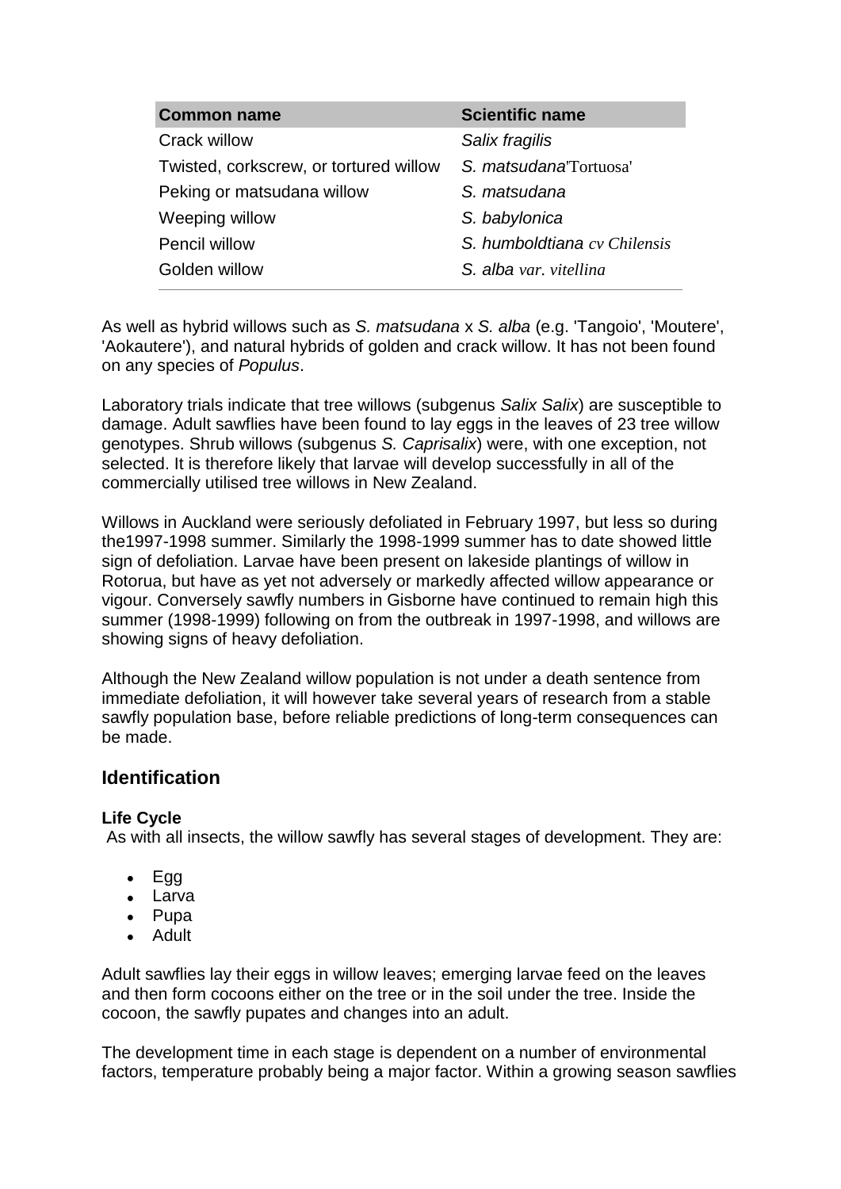| Common name | Scientific name |
| --- | --- |
| Crack willow | *Salix fragilis* |
| Twisted, corkscrew, or tortured willow | *S. matsudana*'Tortuosa' |
| Peking or matsudana willow | *S. matsudana* |
| Weeping willow | *S. babylonica* |
| Pencil willow | *S. humboldtiana cv Chilensis* |
| Golden willow | *S. alba var. vitellina* |

As well as hybrid willows such as *S. matsudana* x *S. alba* (e.g. 'Tangoio', 'Moutere', 'Aokautere'), and natural hybrids of golden and crack willow. It has not been found on any species of *Populus*.

Laboratory trials indicate that tree willows (subgenus *Salix Salix*) are susceptible to damage. Adult sawflies have been found to lay eggs in the leaves of 23 tree willow genotypes. Shrub willows (subgenus *S. Caprisalix*) were, with one exception, not selected. It is therefore likely that larvae will develop successfully in all of the commercially utilised tree willows in New Zealand.

Willows in Auckland were seriously defoliated in February 1997, but less so during the1997-1998 summer. Similarly the 1998-1999 summer has to date showed little sign of defoliation. Larvae have been present on lakeside plantings of willow in Rotorua, but have as yet not adversely or markedly affected willow appearance or vigour. Conversely sawfly numbers in Gisborne have continued to remain high this summer (1998-1999) following on from the outbreak in 1997-1998, and willows are showing signs of heavy defoliation.

Although the New Zealand willow population is not under a death sentence from immediate defoliation, it will however take several years of research from a stable sawfly population base, before reliable predictions of long-term consequences can be made.

## Identification

**Life Cycle**
As with all insects, the willow sawfly has several stages of development. They are:

- Egg
- Larva
- Pupa
- Adult

Adult sawflies lay their eggs in willow leaves; emerging larvae feed on the leaves and then form cocoons either on the tree or in the soil under the tree. Inside the cocoon, the sawfly pupates and changes into an adult.

The development time in each stage is dependent on a number of environmental factors, temperature probably being a major factor. Within a growing season sawflies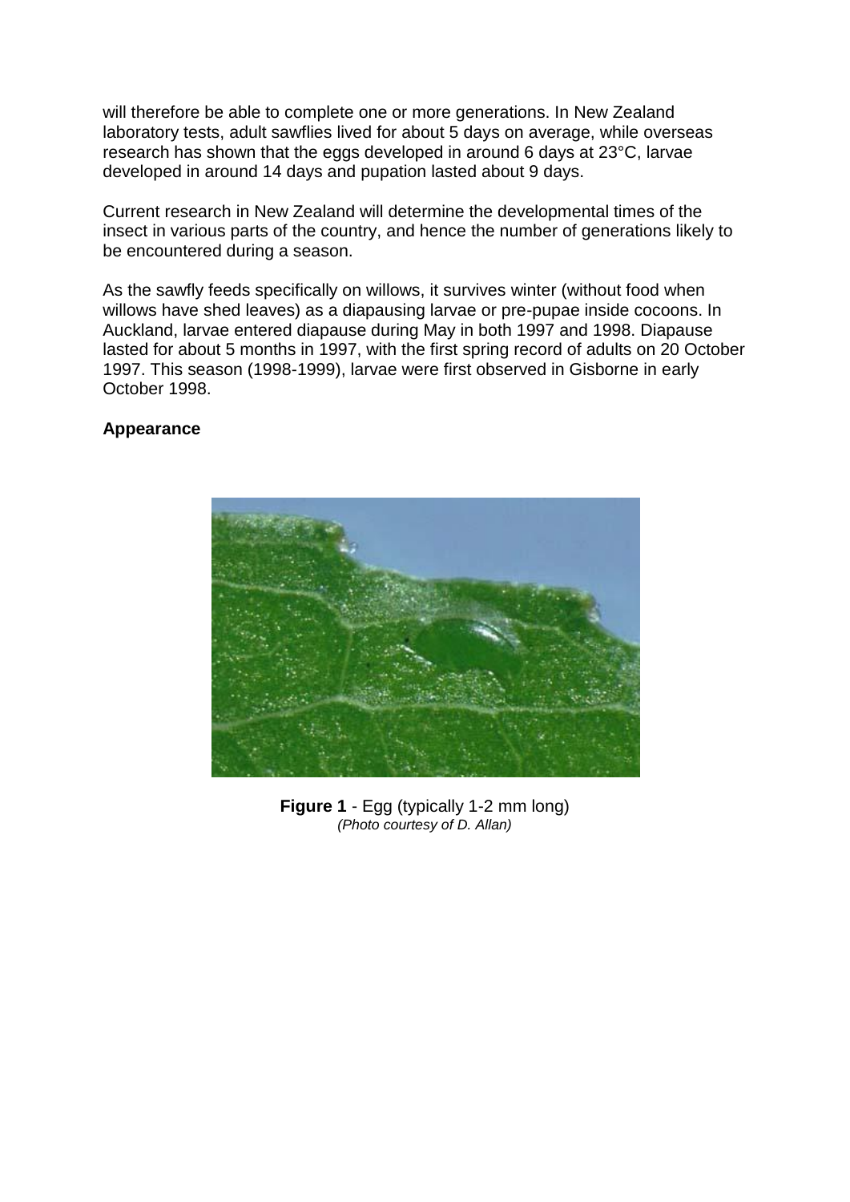will therefore be able to complete one or more generations. In New Zealand laboratory tests, adult sawflies lived for about 5 days on average, while overseas research has shown that the eggs developed in around 6 days at 23°C, larvae developed in around 14 days and pupation lasted about 9 days.

Current research in New Zealand will determine the developmental times of the insect in various parts of the country, and hence the number of generations likely to be encountered during a season.

As the sawfly feeds specifically on willows, it survives winter (without food when willows have shed leaves) as a diapausing larvae or pre-pupae inside cocoons. In Auckland, larvae entered diapause during May in both 1997 and 1998. Diapause lasted for about 5 months in 1997, with the first spring record of adults on 20 October 1997. This season (1998-1999), larvae were first observed in Gisborne in early October 1998.

**Appearance**

**Figure 1** - Egg (typically 1-2 mm long)
*(Photo courtesy of D. Allan)*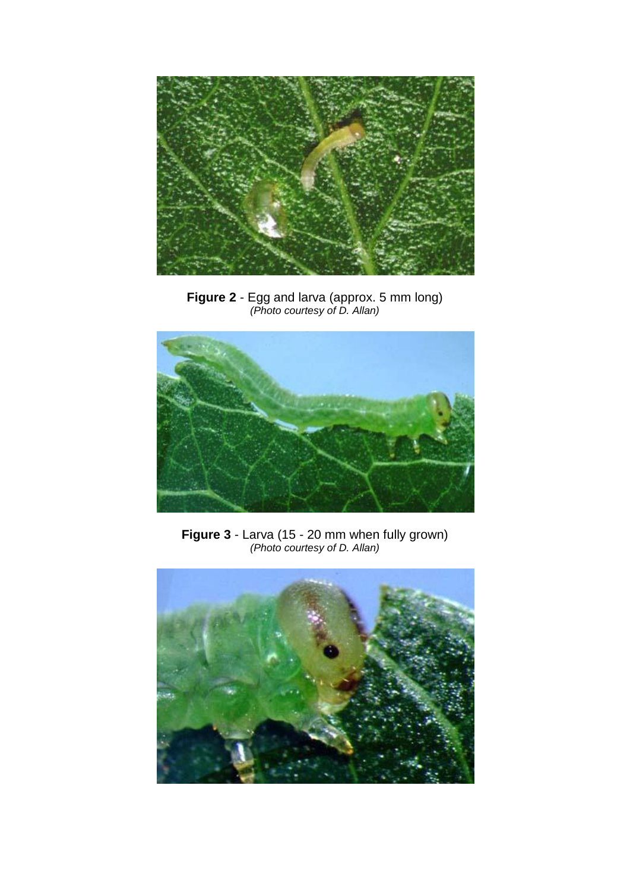**Figure 2** - Egg and larva (approx. 5 mm long)
*(Photo courtesy of D. Allan)*

**Figure 3** - Larva (15 - 20 mm when fully grown)
*(Photo courtesy of D. Allan)*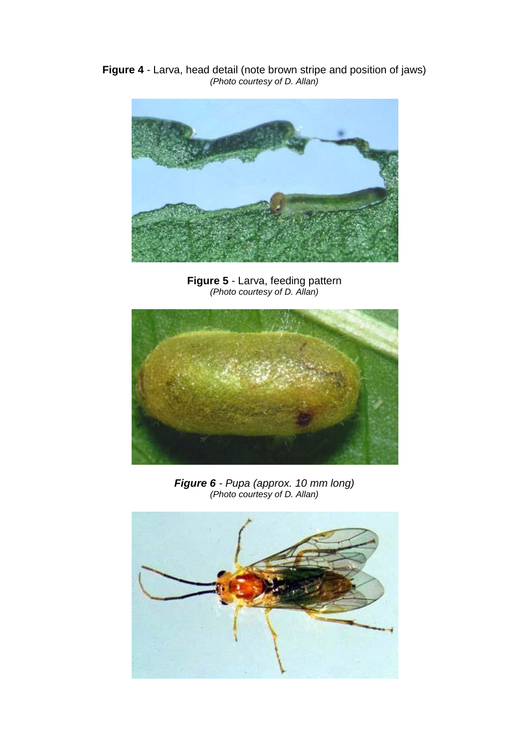**Figure 4** - Larva, head detail (note brown stripe and position of jaws)
*(Photo courtesy of D. Allan)*

**Figure 5** - Larva, feeding pattern
*(Photo courtesy of D. Allan)*

***Figure 6*** *- Pupa (approx. 10 mm long)*
*(Photo courtesy of D. Allan)*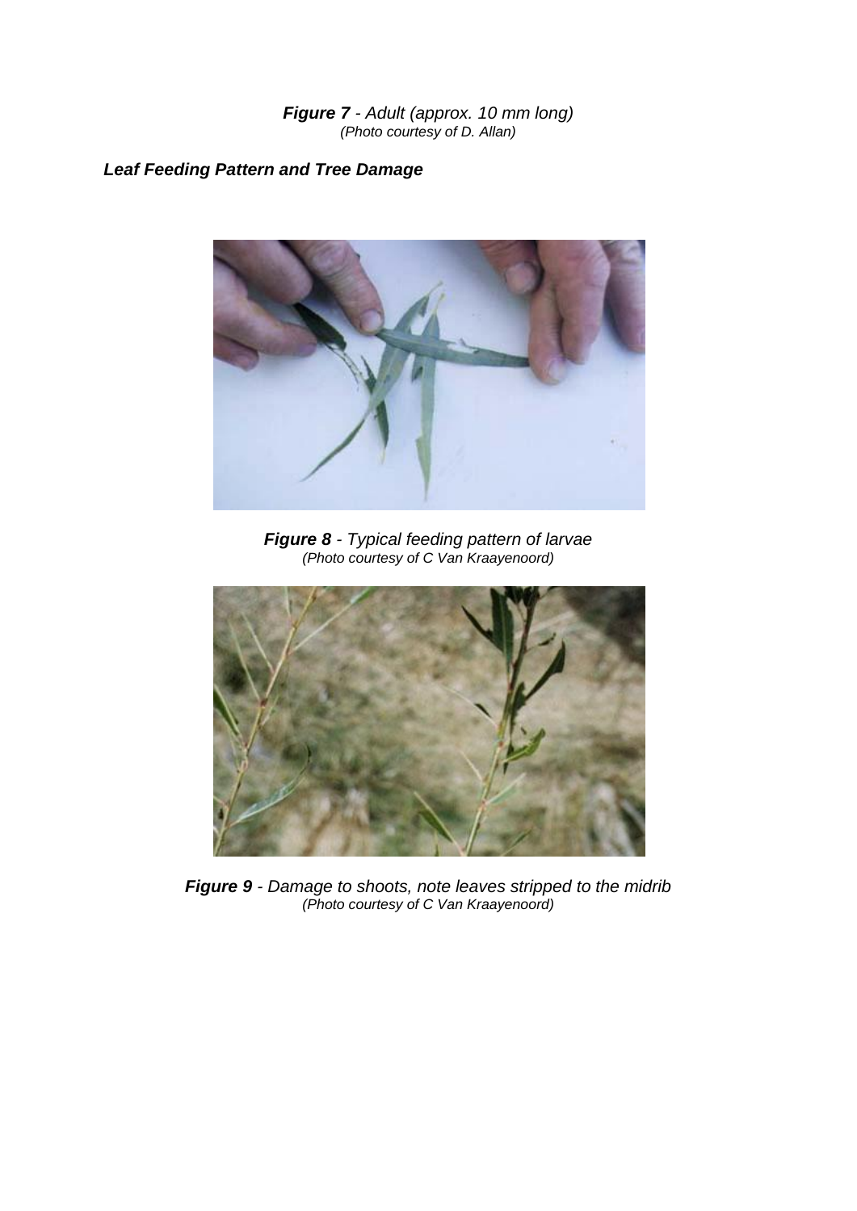***Figure 7*** *- Adult (approx. 10 mm long)*
*(Photo courtesy of D. Allan)*

***Leaf Feeding Pattern and Tree Damage***

***Figure 8*** *- Typical feeding pattern of larvae*
*(Photo courtesy of C Van Kraayenoord)*

***Figure 9*** *- Damage to shoots, note leaves stripped to the midrib*
*(Photo courtesy of C Van Kraayenoord)*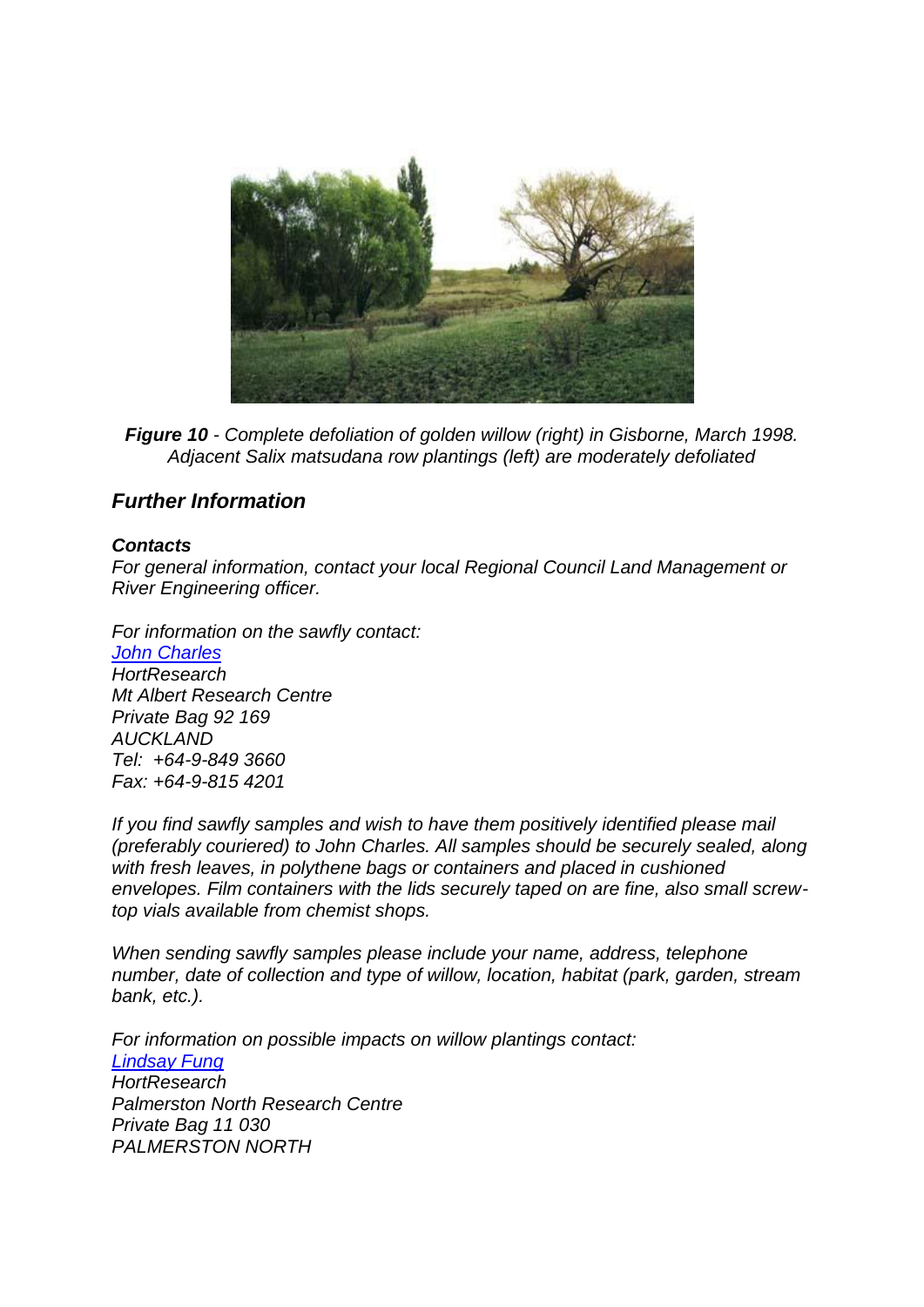*Figure 10 - Complete defoliation of golden willow (right) in Gisborne, March 1998. Adjacent Salix matsudana row plantings (left) are moderately defoliated*

## Further Information

### Contacts

*For general information, contact your local Regional Council Land Management or River Engineering officer.*

*For information on the sawfly contact:*
*John Charles*
*HortResearch*
*Mt Albert Research Centre*
*Private Bag 92 169*
*AUCKLAND*
*Tel: +64-9-849 3660*
*Fax: +64-9-815 4201*

*If you find sawfly samples and wish to have them positively identified please mail (preferably couriered) to John Charles. All samples should be securely sealed, along with fresh leaves, in polythene bags or containers and placed in cushioned envelopes. Film containers with the lids securely taped on are fine, also small screw-top vials available from chemist shops.*

*When sending sawfly samples please include your name, address, telephone number, date of collection and type of willow, location, habitat (park, garden, stream bank, etc.).*

*For information on possible impacts on willow plantings contact:*
*Lindsay Fung*
*HortResearch*
*Palmerston North Research Centre*
*Private Bag 11 030*
*PALMERSTON NORTH*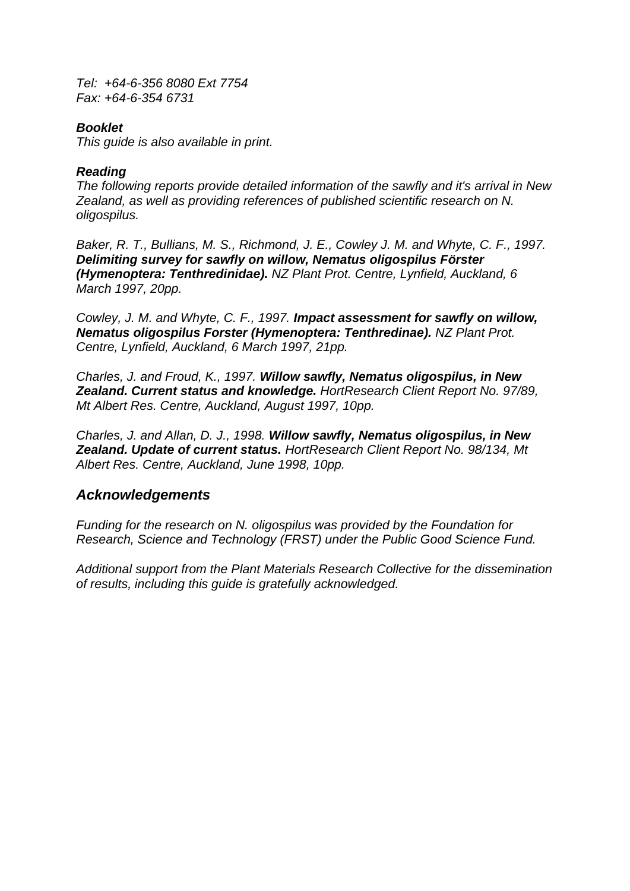*Tel: +64-6-356 8080 Ext 7754*
*Fax: +64-6-354 6731*

***Booklet***
*This guide is also available in print.*

***Reading***
*The following reports provide detailed information of the sawfly and it's arrival in New Zealand, as well as providing references of published scientific research on N. oligospilus.*

*Baker, R. T., Bullians, M. S., Richmond, J. E., Cowley J. M. and Whyte, C. F., 1997.* ***Delimiting survey for sawfly on willow, Nematus oligospilus Förster (Hymenoptera: Tenthredinidae).*** *NZ Plant Prot. Centre, Lynfield, Auckland, 6 March 1997, 20pp.*

*Cowley, J. M. and Whyte, C. F., 1997.* ***Impact assessment for sawfly on willow, Nematus oligospilus Forster (Hymenoptera: Tenthredinae).*** *NZ Plant Prot. Centre, Lynfield, Auckland, 6 March 1997, 21pp.*

*Charles, J. and Froud, K., 1997.* ***Willow sawfly, Nematus oligospilus, in New Zealand. Current status and knowledge.*** *HortResearch Client Report No. 97/89, Mt Albert Res. Centre, Auckland, August 1997, 10pp.*

*Charles, J. and Allan, D. J., 1998.* ***Willow sawfly, Nematus oligospilus, in New Zealand. Update of current status.*** *HortResearch Client Report No. 98/134, Mt Albert Res. Centre, Auckland, June 1998, 10pp.*

## *Acknowledgements*

*Funding for the research on N. oligospilus was provided by the Foundation for Research, Science and Technology (FRST) under the Public Good Science Fund.*

*Additional support from the Plant Materials Research Collective for the dissemination of results, including this guide is gratefully acknowledged.*